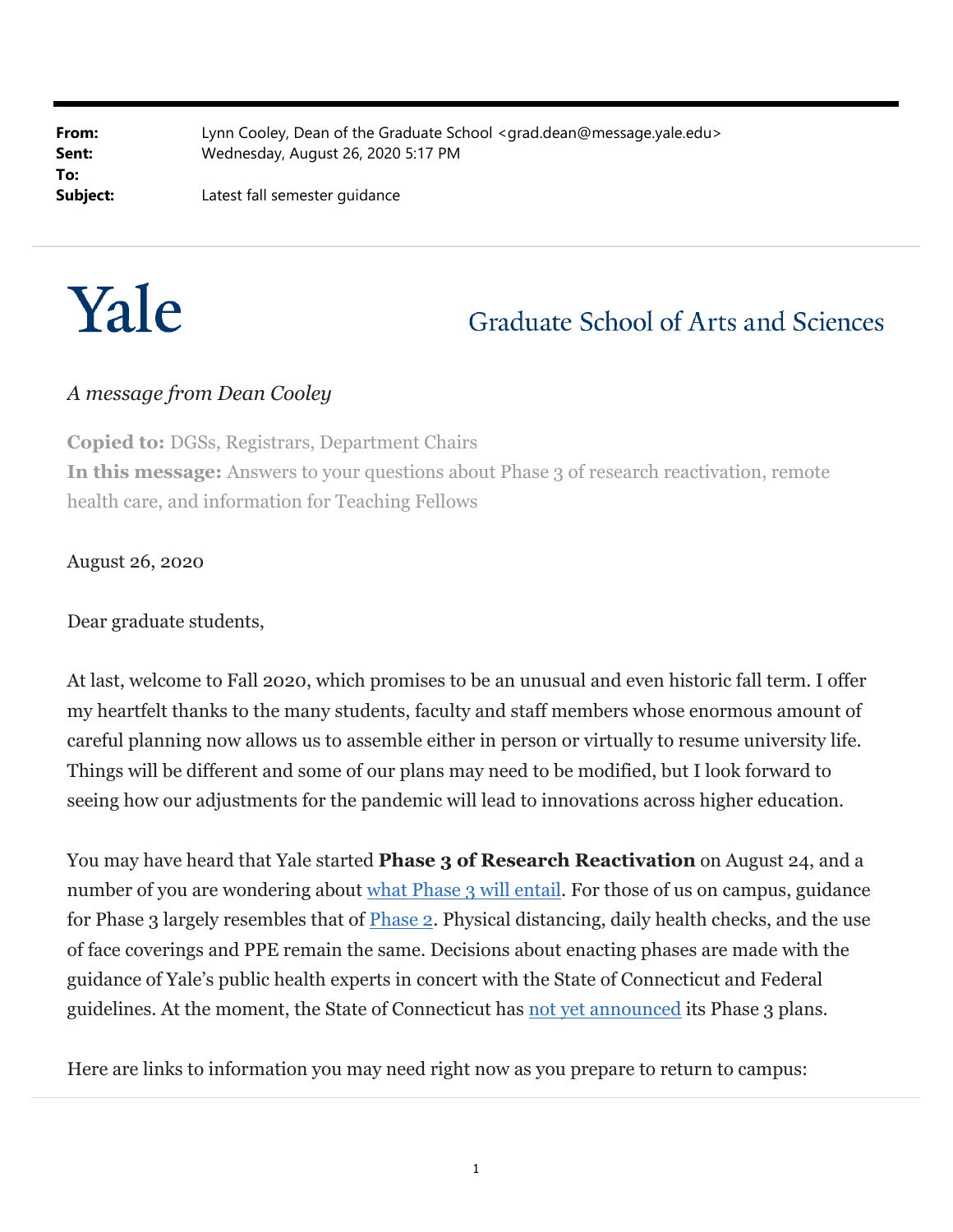**From:** Lynn Cooley, Dean of the Graduate School <grad.dean@message.yale.edu>
**Sent:** Wednesday, August 26, 2020 5:17 PM
**To:**
**Subject:** Latest fall semester guidance

# Yale

## Graduate School of Arts and Sciences

*A message from Dean Cooley*

**Copied to:** DGSs, Registrars, Department Chairs
**In this message:** Answers to your questions about Phase 3 of research reactivation, remote health care, and information for Teaching Fellows

August 26, 2020

Dear graduate students,

At last, welcome to Fall 2020, which promises to be an unusual and even historic fall term. I offer my heartfelt thanks to the many students, faculty and staff members whose enormous amount of careful planning now allows us to assemble either in person or virtually to resume university life. Things will be different and some of our plans may need to be modified, but I look forward to seeing how our adjustments for the pandemic will lead to innovations across higher education.

You may have heard that Yale started **Phase 3 of Research Reactivation** on August 24, and a number of you are wondering about [what Phase 3 will entail]. For those of us on campus, guidance for Phase 3 largely resembles that of [Phase 2]. Physical distancing, daily health checks, and the use of face coverings and PPE remain the same. Decisions about enacting phases are made with the guidance of Yale's public health experts in concert with the State of Connecticut and Federal guidelines. At the moment, the State of Connecticut has [not yet announced] its Phase 3 plans.

Here are links to information you may need right now as you prepare to return to campus: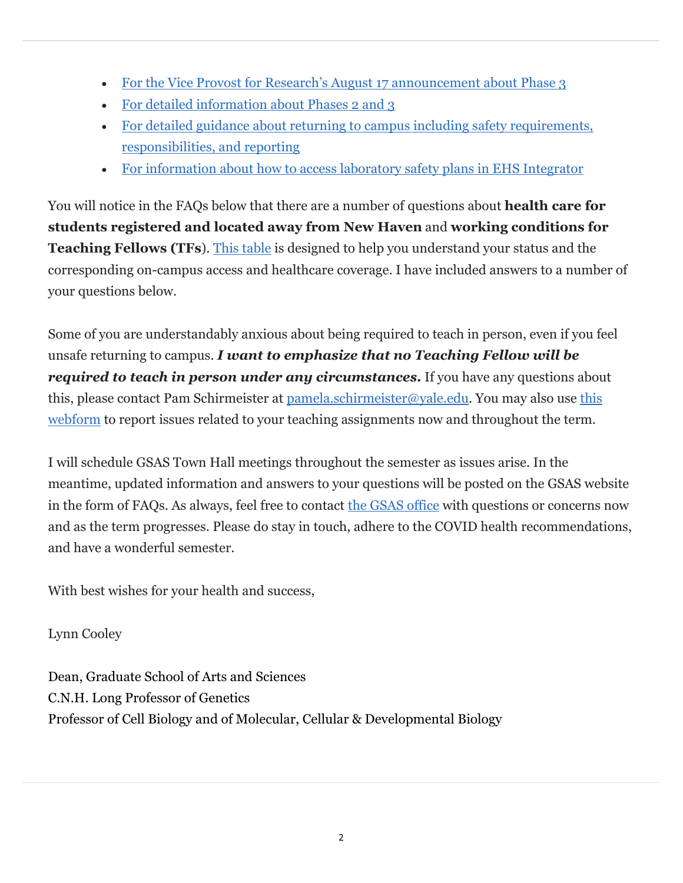- For the Vice Provost for Research's August 17 announcement about Phase 3
- For detailed information about Phases 2 and 3
- For detailed guidance about returning to campus including safety requirements, responsibilities, and reporting
- For information about how to access laboratory safety plans in EHS Integrator

You will notice in the FAQs below that there are a number of questions about **health care for students registered and located away from New Haven** and **working conditions for Teaching Fellows (TFs)**. This table is designed to help you understand your status and the corresponding on-campus access and healthcare coverage. I have included answers to a number of your questions below.

Some of you are understandably anxious about being required to teach in person, even if you feel unsafe returning to campus. ***I want to emphasize that no Teaching Fellow will be required to teach in person under any circumstances.*** If you have any questions about this, please contact Pam Schirmeister at pamela.schirmeister@yale.edu. You may also use this webform to report issues related to your teaching assignments now and throughout the term.

I will schedule GSAS Town Hall meetings throughout the semester as issues arise. In the meantime, updated information and answers to your questions will be posted on the GSAS website in the form of FAQs. As always, feel free to contact the GSAS office with questions or concerns now and as the term progresses. Please do stay in touch, adhere to the COVID health recommendations, and have a wonderful semester.

With best wishes for your health and success,

Lynn Cooley

Dean, Graduate School of Arts and Sciences
C.N.H. Long Professor of Genetics
Professor of Cell Biology and of Molecular, Cellular & Developmental Biology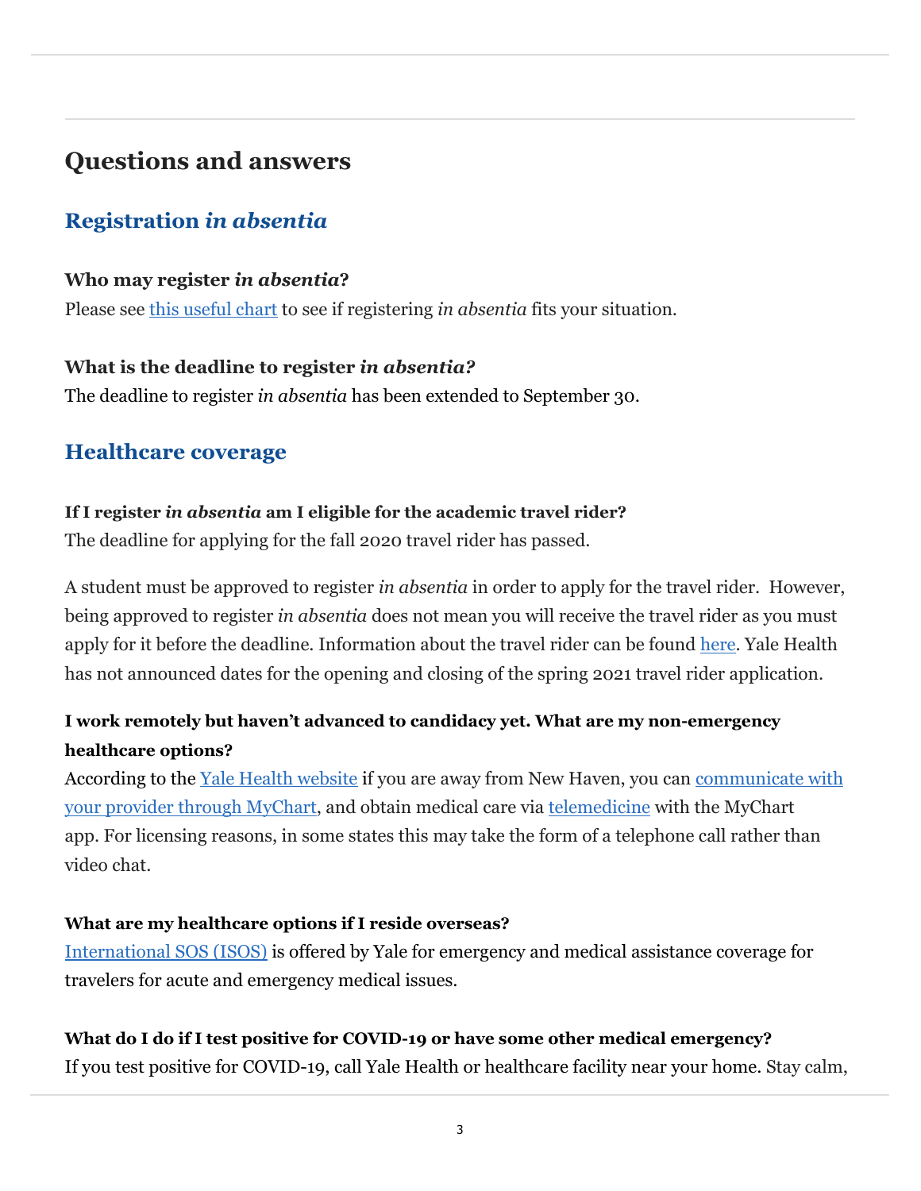## Questions and answers

### Registration *in absentia*

**Who may register *in absentia*?**
Please see [this useful chart] to see if registering *in absentia* fits your situation.

**What is the deadline to register *in absentia?***
The deadline to register *in absentia* has been extended to September 30.

### Healthcare coverage

**If I register *in absentia* am I eligible for the academic travel rider?**
The deadline for applying for the fall 2020 travel rider has passed.

A student must be approved to register *in absentia* in order to apply for the travel rider. However, being approved to register *in absentia* does not mean you will receive the travel rider as you must apply for it before the deadline. Information about the travel rider can be found here. Yale Health has not announced dates for the opening and closing of the spring 2021 travel rider application.

**I work remotely but haven't advanced to candidacy yet. What are my non-emergency healthcare options?**
According to the Yale Health website if you are away from New Haven, you can communicate with your provider through MyChart, and obtain medical care via telemedicine with the MyChart app. For licensing reasons, in some states this may take the form of a telephone call rather than video chat.

**What are my healthcare options if I reside overseas?**
International SOS (ISOS) is offered by Yale for emergency and medical assistance coverage for travelers for acute and emergency medical issues.

**What do I do if I test positive for COVID-19 or have some other medical emergency?**
If you test positive for COVID-19, call Yale Health or healthcare facility near your home. Stay calm,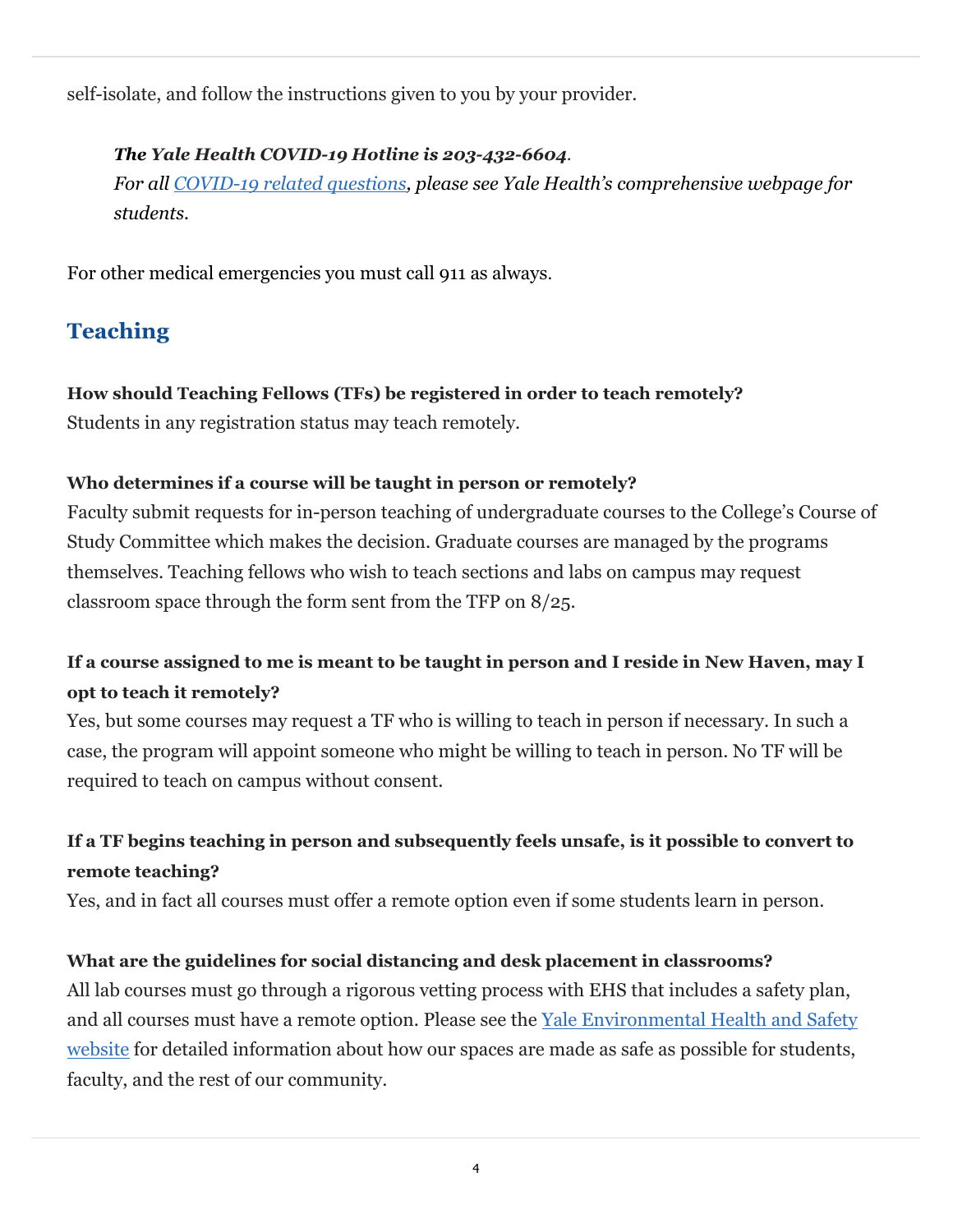self-isolate, and follow the instructions given to you by your provider.

> ***The Yale Health COVID-19 Hotline is 203-432-6604***.
> *For all [COVID-19 related questions](), please see Yale Health's comprehensive webpage for students.*

For other medical emergencies you must call 911 as always.

## Teaching

**How should Teaching Fellows (TFs) be registered in order to teach remotely?**
Students in any registration status may teach remotely.

**Who determines if a course will be taught in person or remotely?**
Faculty submit requests for in-person teaching of undergraduate courses to the College's Course of Study Committee which makes the decision. Graduate courses are managed by the programs themselves. Teaching fellows who wish to teach sections and labs on campus may request classroom space through the form sent from the TFP on 8/25.

**If a course assigned to me is meant to be taught in person and I reside in New Haven, may I opt to teach it remotely?**
Yes, but some courses may request a TF who is willing to teach in person if necessary. In such a case, the program will appoint someone who might be willing to teach in person. No TF will be required to teach on campus without consent.

**If a TF begins teaching in person and subsequently feels unsafe, is it possible to convert to remote teaching?**
Yes, and in fact all courses must offer a remote option even if some students learn in person.

**What are the guidelines for social distancing and desk placement in classrooms?**
All lab courses must go through a rigorous vetting process with EHS that includes a safety plan, and all courses must have a remote option. Please see the [Yale Environmental Health and Safety website]() for detailed information about how our spaces are made as safe as possible for students, faculty, and the rest of our community.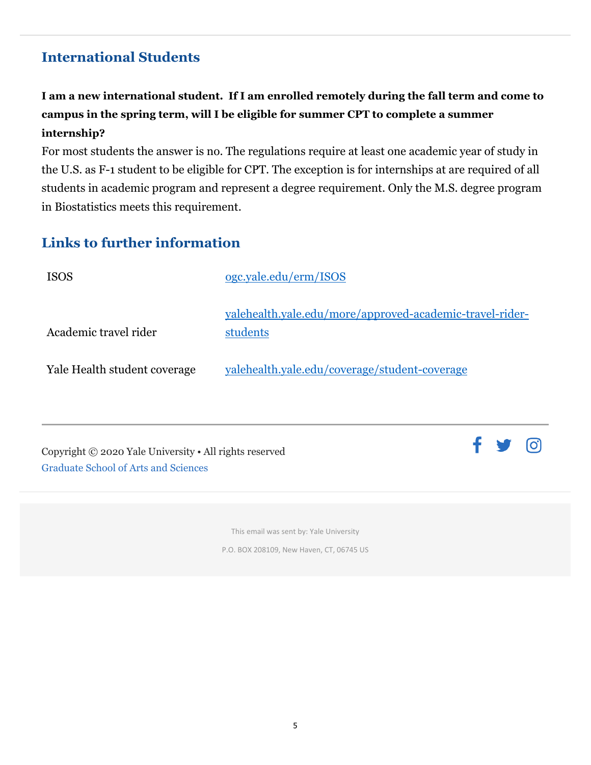## International Students

**I am a new international student. If I am enrolled remotely during the fall term and come to campus in the spring term, will I be eligible for summer CPT to complete a summer internship?**

For most students the answer is no. The regulations require at least one academic year of study in the U.S. as F-1 student to be eligible for CPT. The exception is for internships at are required of all students in academic program and represent a degree requirement. Only the M.S. degree program in Biostatistics meets this requirement.

## Links to further information

| | |
|---|---|
| ISOS | ogc.yale.edu/erm/ISOS |
| Academic travel rider | yalehealth.yale.edu/more/approved-academic-travel-rider-students |
| Yale Health student coverage | yalehealth.yale.edu/coverage/student-coverage |

Copyright © 2020 Yale University • All rights reserved
Graduate School of Arts and Sciences

This email was sent by: Yale University

P.O. BOX 208109, New Haven, CT, 06745 US